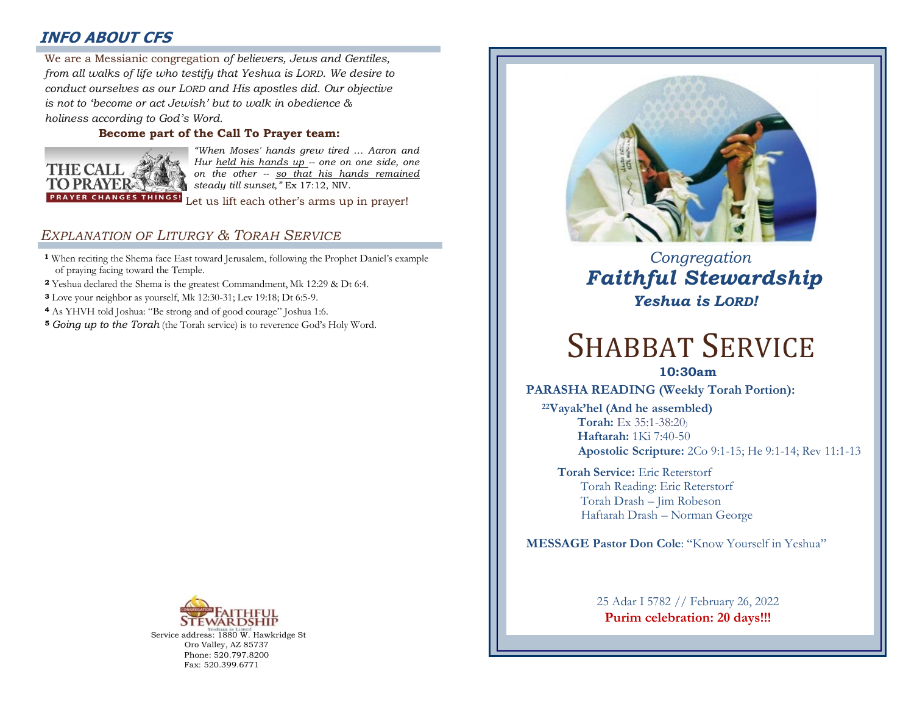## INFO ABOUT CFS

We are a Messianic congregation *of believers, Jews and Gentiles, from all walks of life who testify that Yeshua is LORD. We desire to conduct ourselves as our LORD and His apostles did. Our objective is not to 'become or act Jewish' but to walk in obedience & holiness according to God's Word.*

**Become part of the Call To Prayer team:**

THE CALL TO PRAYER — PRAYER CHANGES THINGS!

*"When Moses' hands grew tired ... Aaron and Hur held his hands up -- one on one side, one on the other -- so that his hands remained steady till sunset,"* Ex 17:12, NIV.

Let us lift each other's arms up in prayer!

## *EXPLANATION OF LITURGY & TORAH SERVICE*

**1** When reciting the Shema face East toward Jerusalem, following the Prophet Daniel's example of praying facing toward the Temple.

**2** Yeshua declared the Shema is the greatest Commandment, Mk 12:29 & Dt 6:4.

**3** Love your neighbor as yourself, Mk 12:30-31; Lev 19:18; Dt 6:5-9.

**4** As YHVH told Joshua: "Be strong and of good courage" Joshua 1:6.

**5** *Going up to the Torah* (the Torah service) is to reverence God's Holy Word.

CONGREGATION FAITHFUL STEWARDSHIP
Yeshua is Lord!

Service address: 1880 W. Hawkridge St
Oro Valley, AZ 85737
Phone: 520.797.8200
Fax: 520.399.6771

*Congregation*
***Faithful Stewardship***
***Yeshua is LORD!***

# SHABBAT SERVICE

**10:30am**

**PARASHA READING (Weekly Torah Portion):**

[22]**Vayak'hel (And he assembled)**
**Torah:** Ex 35:1-38:20
**Haftarah:** 1Ki 7:40-50
**Apostolic Scripture:** 2Co 9:1-15; He 9:1-14; Rev 11:1-13

**Torah Service:** Eric Reterstorf
Torah Reading: Eric Reterstorf
Torah Drash – Jim Robeson
Haftarah Drash – Norman George

**MESSAGE Pastor Don Cole**: "Know Yourself in Yeshua"

25 Adar I 5782 // February 26, 2022
**Purim celebration: 20 days!!!**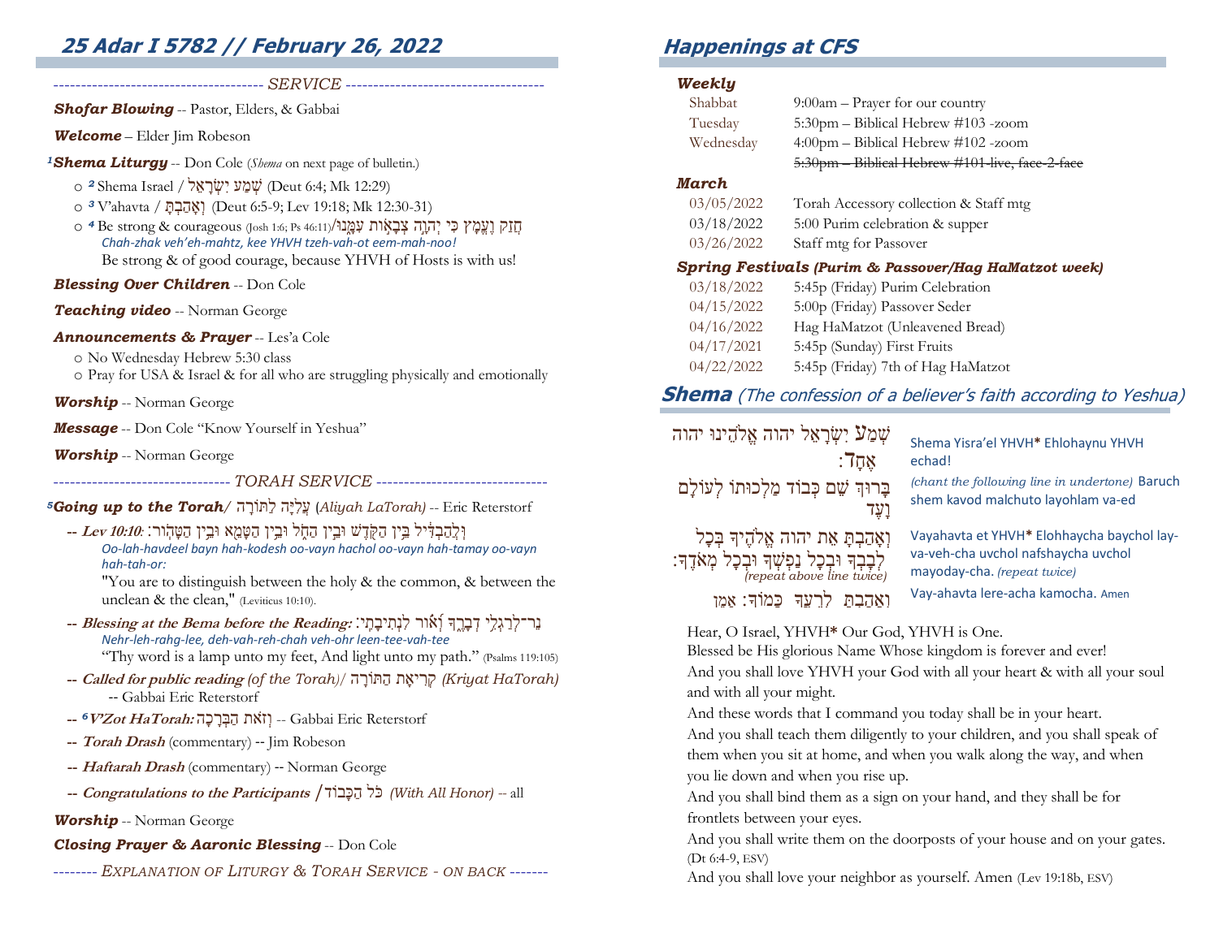# *25 Adar I 5782 // February 26, 2022*

------------------------------------- *SERVICE* -----------------------------------

***Shofar Blowing*** -- Pastor, Elders, & Gabbai

***Welcome*** – Elder Jim Robeson

[1]***Shema Liturgy*** -- Don Cole (*Shema* on next page of bulletin.)

- [2] Shema Israel / שְׁמַע יִשְׂרָאֵל (Deut 6:4; Mk 12:29)
- [3] V'ahavta / וְאָהַבְתָּ (Deut 6:5-9; Lev 19:18; Mk 12:30-31)
- [4] Be strong & courageous (Josh 1:6; Ps 46:11)/חֲזַק וֶאֱמָץ כִּי יְהוָה צְבָאוֹת עִמָּנוּ
  *Chah-zhak veh'eh-mahtz, kee YHVH tzeh-vah-ot eem-mah-noo!*
  Be strong & of good courage, because YHVH of Hosts is with us!

***Blessing Over Children*** -- Don Cole

***Teaching video*** -- Norman George

***Announcements & Prayer*** -- Les'a Cole

- No Wednesday Hebrew 5:30 class
- Pray for USA & Israel & for all who are struggling physically and emotionally

***Worship*** -- Norman George

***Message*** -- Don Cole "Know Yourself in Yeshua"

***Worship*** -- Norman George

-------------------------------- *TORAH SERVICE* -------------------------------

[5]***Going up to the Torah***/ עֲלִיָּה לַתּוֹרָה (*Aliyah LaTorah)* -- Eric Reterstorf

-- ***Lev 10:10:*** וּלֲהַבְדִּיל בֵּין הַקֹּדֶשׁ וּבֵין הַחֹל וּבֵין הַטָּמֵא וּבֵין הַטָּהוֹר׃
*Oo-lah-havdeel bayn hah-kodesh oo-vayn hachol oo-vayn hah-tamay oo-vayn hah-tah-or:*
"You are to distinguish between the holy & the common, & between the unclean & the clean," (Leviticus 10:10).

-- ***Blessing at the Bema before the Reading:*** נֵר־לְרַגְלִי דְבָרֶךָ וְאוֹר לִנְתִיבָתִי׃
*Nehr-leh-rahg-lee, deh-vah-reh-chah veh-ohr leen-tee-vah-tee*
"Thy word is a lamp unto my feet, And light unto my path." (Psalms 119:105)

-- ***Called for public reading*** *(of the Torah)*/ קְרִיאַת הַתּוֹרָה *(Kriyat HaTorah)*
-- Gabbai Eric Reterstorf

-- [6]***V'Zot HaTorah:*** וְזֹאת הַבְּרָכָה -- Gabbai Eric Reterstorf

-- ***Torah Drash*** (commentary) -- Jim Robeson

-- ***Haftarah Drash*** (commentary) -- Norman George

-- ***Congratulations to the Participants*** / כֹּל הַכָּבוֹד *(With All Honor)* -- all

***Worship*** -- Norman George

***Closing Prayer & Aaronic Blessing*** -- Don Cole

-------- *EXPLANATION OF LITURGY & TORAH SERVICE - ON BACK* -------

# *Happenings at CFS*

### *Weekly*

| | |
|---|---|
| Shabbat | 9:00am – Prayer for our country |
| Tuesday | 5:30pm – Biblical Hebrew #103 -zoom |
| Wednesday | 4:00pm – Biblical Hebrew #102 -zoom |
| | ~~5:30pm – Biblical Hebrew #101-live, face-2-face~~ |

### *March*

| | |
|---|---|
| 03/05/2022 | Torah Accessory collection & Staff mtg |
| 03/18/2022 | 5:00 Purim celebration & supper |
| 03/26/2022 | Staff mtg for Passover |

### *Spring Festivals (Purim & Passover/Hag HaMatzot week)*

| | |
|---|---|
| 03/18/2022 | 5:45p (Friday) Purim Celebration |
| 04/15/2022 | 5:00p (Friday) Passover Seder |
| 04/16/2022 | Hag HaMatzot (Unleavened Bread) |
| 04/17/2021 | 5:45p (Sunday) First Fruits |
| 04/22/2022 | 5:45p (Friday) 7th of Hag HaMatzot |

## ***Shema*** *(The confession of a believer's faith according to Yeshua)*

| | |
|---|---|
| שְׁמַע יִשְׂרָאֵל יהוה אֱלֹהֵינוּ יהוה אֶחָד׃ | Shema Yisra'el YHVH* Ehlohaynu YHVH echad! |
| בָּרוּךְ שֵׁם כְּבוֹד מַלְכוּתוֹ לְעוֹלָם וָעֶד | *(chant the following line in undertone)* Baruch shem kavod malchuto layohlam va-ed |
| וְאָהַבְתָּ אֵת יהוה אֱלֹהֶיךָ בְּכָל לְבָבְךָ וּבְכָל נַפְשְׁךָ וּבְכָל מְאֹדֶךָ׃ *(repeat above line twice)* | Vayahavta et YHVH* Elohhaycha baychol lay-va-veh-cha uvchol nafshaycha uvchol mayoday-cha. *(repeat twice)* |
| וְאָהַבְתָּ לְרֵעֲךָ כָּמוֹךָ׃ אָמֵן | Vay-ahavta lere-acha kamocha. Amen |

Hear, O Israel, YHVH* Our God, YHVH is One.
Blessed be His glorious Name Whose kingdom is forever and ever!
And you shall love YHVH your God with all your heart & with all your soul and with all your might.
And these words that I command you today shall be in your heart.
And you shall teach them diligently to your children, and you shall speak of them when you sit at home, and when you walk along the way, and when you lie down and when you rise up.
And you shall bind them as a sign on your hand, and they shall be for frontlets between your eyes.
And you shall write them on the doorposts of your house and on your gates. (Dt 6:4-9, ESV)
And you shall love your neighbor as yourself. Amen (Lev 19:18b, ESV)